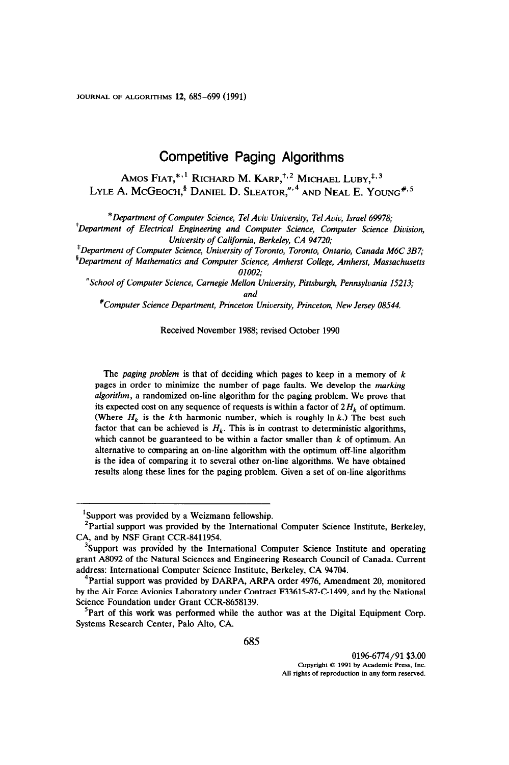# Competitive Paging Algorithms

Amos Fiat,[*,1] Richard M. Karp,[†,2] Michael Luby,[‡,3] Lyle A. McGeoch,[§] Daniel D. Sleator,[″,4] and Neal E. Young[#,5]

[*] *Department of Computer Science, Tel Aviv University, Tel Aviv, Israel 69978;*
[†] *Department of Electrical Engineering and Computer Science, Computer Science Division, University of California, Berkeley, CA 94720;*
[‡] *Department of Computer Science, University of Toronto, Toronto, Ontario, Canada M6C 3B7;*
[§] *Department of Mathematics and Computer Science, Amherst College, Amherst, Massachusetts 01002;*
[″] *School of Computer Science, Carnegie Mellon University, Pittsburgh, Pennsylvania 15213;* and
[#] *Computer Science Department, Princeton University, Princeton, New Jersey 08544.*

Received November 1988; revised October 1990

The *paging problem* is that of deciding which pages to keep in a memory of $k$ pages in order to minimize the number of page faults. We develop the *marking algorithm*, a randomized on-line algorithm for the paging problem. We prove that its expected cost on any sequence of requests is within a factor of $2H_k$ of optimum. (Where $H_k$ is the $k$th harmonic number, which is roughly $\ln k$.) The best such factor that can be achieved is $H_k$. This is in contrast to deterministic algorithms, which cannot be guaranteed to be within a factor smaller than $k$ of optimum. An alternative to comparing an on-line algorithm with the optimum off-line algorithm is the idea of comparing it to several other on-line algorithms. We have obtained results along these lines for the paging problem. Given a set of on-line algorithms

---

[1] Support was provided by a Weizmann fellowship.

[2] Partial support was provided by the International Computer Science Institute, Berkeley, CA, and by NSF Grant CCR-8411954.

[3] Support was provided by the International Computer Science Institute and operating grant A8092 of the Natural Sciences and Engineering Research Council of Canada. Current address: International Computer Science Institute, Berkeley, CA 94704.

[4] Partial support was provided by DARPA, ARPA order 4976, Amendment 20, monitored by the Air Force Avionics Laboratory under Contract F33615-87-C-1499, and by the National Science Foundation under Grant CCR-8658139.

[5] Part of this work was performed while the author was at the Digital Equipment Corp. Systems Research Center, Palo Alto, CA.

0196-6774/91 $3.00
Copyright © 1991 by Academic Press, Inc.
All rights of reproduction in any form reserved.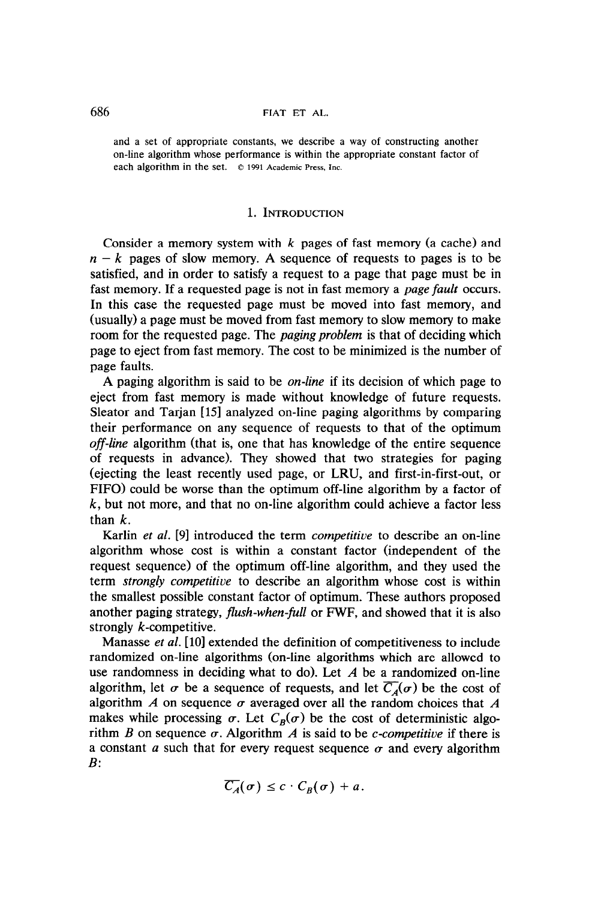and a set of appropriate constants, we describe a way of constructing another on-line algorithm whose performance is within the appropriate constant factor of each algorithm in the set. © 1991 Academic Press, Inc.

## 1. Introduction

Consider a memory system with $k$ pages of fast memory (a cache) and $n - k$ pages of slow memory. A sequence of requests to pages is to be satisfied, and in order to satisfy a request to a page that page must be in fast memory. If a requested page is not in fast memory a *page fault* occurs. In this case the requested page must be moved into fast memory, and (usually) a page must be moved from fast memory to slow memory to make room for the requested page. The *paging problem* is that of deciding which page to eject from fast memory. The cost to be minimized is the number of page faults.

A paging algorithm is said to be *on-line* if its decision of which page to eject from fast memory is made without knowledge of future requests. Sleator and Tarjan [15] analyzed on-line paging algorithms by comparing their performance on any sequence of requests to that of the optimum *off-line* algorithm (that is, one that has knowledge of the entire sequence of requests in advance). They showed that two strategies for paging (ejecting the least recently used page, or LRU, and first-in-first-out, or FIFO) could be worse than the optimum off-line algorithm by a factor of $k$, but not more, and that no on-line algorithm could achieve a factor less than $k$.

Karlin *et al.* [9] introduced the term *competitive* to describe an on-line algorithm whose cost is within a constant factor (independent of the request sequence) of the optimum off-line algorithm, and they used the term *strongly competitive* to describe an algorithm whose cost is within the smallest possible constant factor of optimum. These authors proposed another paging strategy, *flush-when-full* or FWF, and showed that it is also strongly $k$-competitive.

Manasse *et al.* [10] extended the definition of competitiveness to include randomized on-line algorithms (on-line algorithms which are allowed to use randomness in deciding what to do). Let $A$ be a randomized on-line algorithm, let $\sigma$ be a sequence of requests, and let $\overline{C_A}(\sigma)$ be the cost of algorithm $A$ on sequence $\sigma$ averaged over all the random choices that $A$ makes while processing $\sigma$. Let $C_B(\sigma)$ be the cost of deterministic algorithm $B$ on sequence $\sigma$. Algorithm $A$ is said to be *c-competitive* if there is a constant $a$ such that for every request sequence $\sigma$ and every algorithm $B$:

$$\overline{C_A}(\sigma) \leq c \cdot C_B(\sigma) + a.$$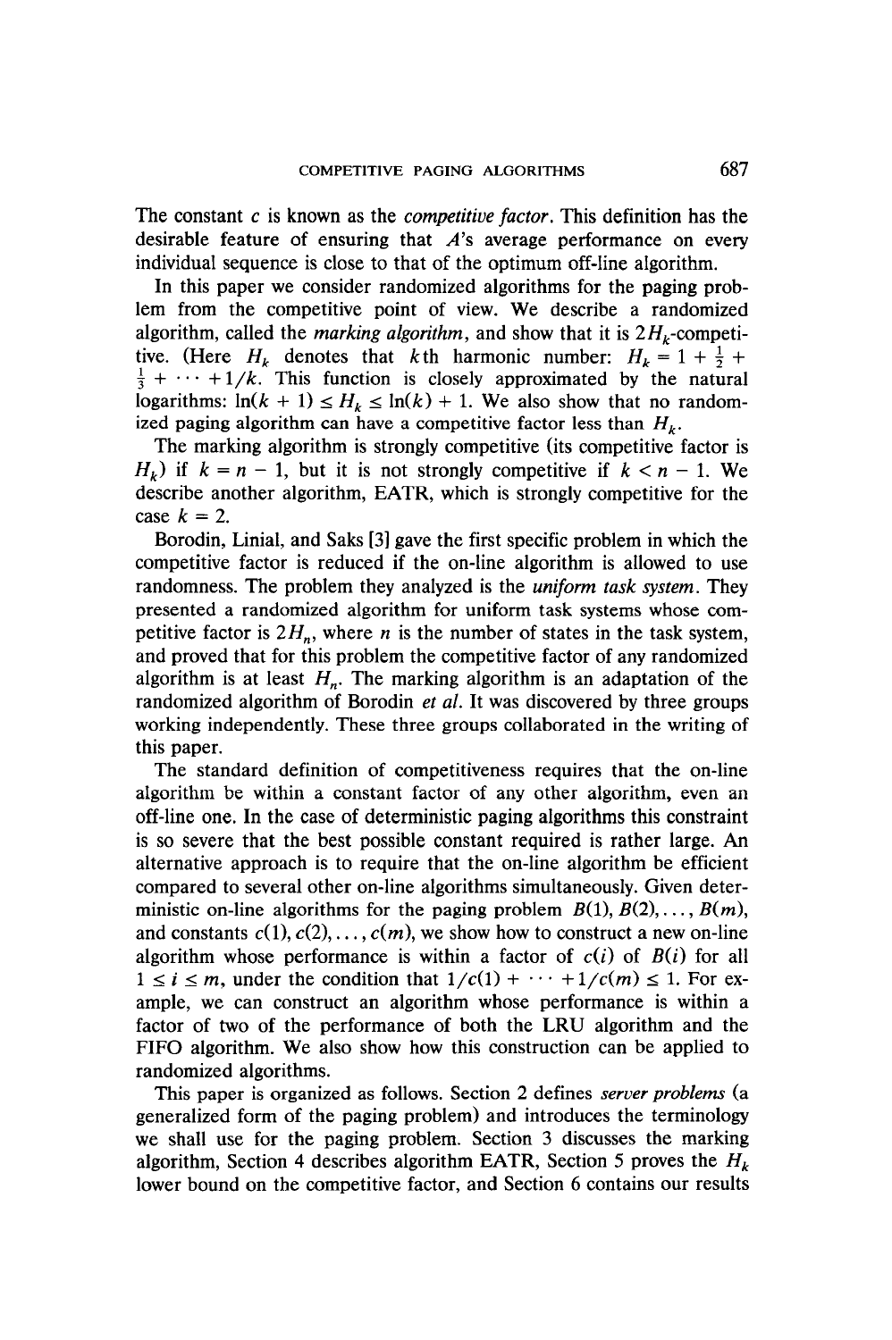The constant $c$ is known as the *competitive factor*. This definition has the desirable feature of ensuring that $A$'s average performance on every individual sequence is close to that of the optimum off-line algorithm.

In this paper we consider randomized algorithms for the paging problem from the competitive point of view. We describe a randomized algorithm, called the *marking algorithm*, and show that it is $2H_k$-competitive. (Here $H_k$ denotes that $k$th harmonic number: $H_k = 1 + \frac{1}{2} + \frac{1}{3} + \cdots + 1/k$. This function is closely approximated by the natural logarithms: $\ln(k+1) \le H_k \le \ln(k) + 1$. We also show that no randomized paging algorithm can have a competitive factor less than $H_k$.

The marking algorithm is strongly competitive (its competitive factor is $H_k$) if $k = n - 1$, but it is not strongly competitive if $k < n - 1$. We describe another algorithm, EATR, which is strongly competitive for the case $k = 2$.

Borodin, Linial, and Saks [3] gave the first specific problem in which the competitive factor is reduced if the on-line algorithm is allowed to use randomness. The problem they analyzed is the *uniform task system*. They presented a randomized algorithm for uniform task systems whose competitive factor is $2H_n$, where $n$ is the number of states in the task system, and proved that for this problem the competitive factor of any randomized algorithm is at least $H_n$. The marking algorithm is an adaptation of the randomized algorithm of Borodin *et al.* It was discovered by three groups working independently. These three groups collaborated in the writing of this paper.

The standard definition of competitiveness requires that the on-line algorithm be within a constant factor of any other algorithm, even an off-line one. In the case of deterministic paging algorithms this constraint is so severe that the best possible constant required is rather large. An alternative approach is to require that the on-line algorithm be efficient compared to several other on-line algorithms simultaneously. Given deterministic on-line algorithms for the paging problem $B(1), B(2), \ldots, B(m)$, and constants $c(1), c(2), \ldots, c(m)$, we show how to construct a new on-line algorithm whose performance is within a factor of $c(i)$ of $B(i)$ for all $1 \le i \le m$, under the condition that $1/c(1) + \cdots + 1/c(m) \le 1$. For example, we can construct an algorithm whose performance is within a factor of two of the performance of both the LRU algorithm and the FIFO algorithm. We also show how this construction can be applied to randomized algorithms.

This paper is organized as follows. Section 2 defines *server problems* (a generalized form of the paging problem) and introduces the terminology we shall use for the paging problem. Section 3 discusses the marking algorithm, Section 4 describes algorithm EATR, Section 5 proves the $H_k$ lower bound on the competitive factor, and Section 6 contains our results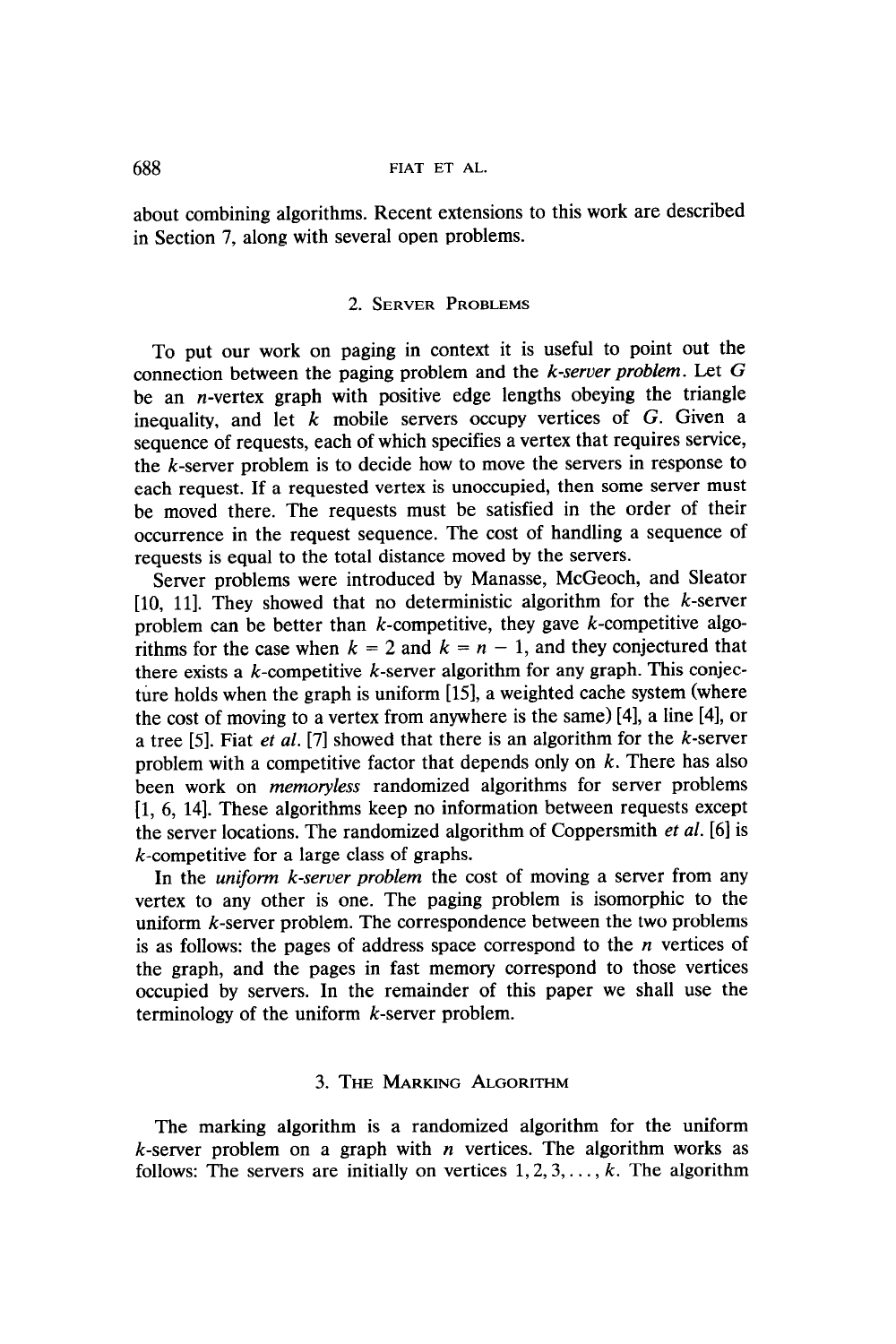about combining algorithms. Recent extensions to this work are described in Section 7, along with several open problems.

## 2. Server Problems

To put our work on paging in context it is useful to point out the connection between the paging problem and the *k-server problem*. Let $G$ be an $n$-vertex graph with positive edge lengths obeying the triangle inequality, and let $k$ mobile servers occupy vertices of $G$. Given a sequence of requests, each of which specifies a vertex that requires service, the $k$-server problem is to decide how to move the servers in response to each request. If a requested vertex is unoccupied, then some server must be moved there. The requests must be satisfied in the order of their occurrence in the request sequence. The cost of handling a sequence of requests is equal to the total distance moved by the servers.

Server problems were introduced by Manasse, McGeoch, and Sleator [10, 11]. They showed that no deterministic algorithm for the $k$-server problem can be better than $k$-competitive, they gave $k$-competitive algorithms for the case when $k = 2$ and $k = n - 1$, and they conjectured that there exists a $k$-competitive $k$-server algorithm for any graph. This conjecture holds when the graph is uniform [15], a weighted cache system (where the cost of moving to a vertex from anywhere is the same) [4], a line [4], or a tree [5]. Fiat *et al.* [7] showed that there is an algorithm for the $k$-server problem with a competitive factor that depends only on $k$. There has also been work on *memoryless* randomized algorithms for server problems [1, 6, 14]. These algorithms keep no information between requests except the server locations. The randomized algorithm of Coppersmith *et al.* [6] is $k$-competitive for a large class of graphs.

In the *uniform k-server problem* the cost of moving a server from any vertex to any other is one. The paging problem is isomorphic to the uniform $k$-server problem. The correspondence between the two problems is as follows: the pages of address space correspond to the $n$ vertices of the graph, and the pages in fast memory correspond to those vertices occupied by servers. In the remainder of this paper we shall use the terminology of the uniform $k$-server problem.

## 3. The Marking Algorithm

The marking algorithm is a randomized algorithm for the uniform $k$-server problem on a graph with $n$ vertices. The algorithm works as follows: The servers are initially on vertices $1, 2, 3, \ldots, k$. The algorithm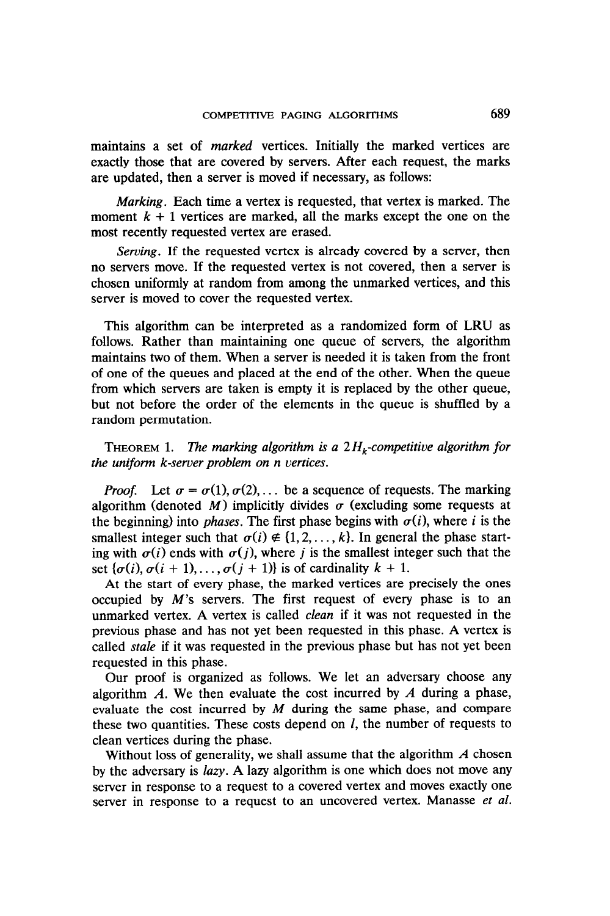maintains a set of *marked* vertices. Initially the marked vertices are exactly those that are covered by servers. After each request, the marks are updated, then a server is moved if necessary, as follows:

*Marking*. Each time a vertex is requested, that vertex is marked. The moment $k + 1$ vertices are marked, all the marks except the one on the most recently requested vertex are erased.

*Serving*. If the requested vertex is already covered by a server, then no servers move. If the requested vertex is not covered, then a server is chosen uniformly at random from among the unmarked vertices, and this server is moved to cover the requested vertex.

This algorithm can be interpreted as a randomized form of LRU as follows. Rather than maintaining one queue of servers, the algorithm maintains two of them. When a server is needed it is taken from the front of one of the queues and placed at the end of the other. When the queue from which servers are taken is empty it is replaced by the other queue, but not before the order of the elements in the queue is shuffled by a random permutation.

THEOREM 1. *The marking algorithm is a $2H_k$-competitive algorithm for the uniform k-server problem on n vertices.*

*Proof.* Let $\sigma = \sigma(1), \sigma(2), \ldots$ be a sequence of requests. The marking algorithm (denoted $M$) implicitly divides $\sigma$ (excluding some requests at the beginning) into *phases*. The first phase begins with $\sigma(i)$, where $i$ is the smallest integer such that $\sigma(i) \notin \{1, 2, \ldots, k\}$. In general the phase starting with $\sigma(i)$ ends with $\sigma(j)$, where $j$ is the smallest integer such that the set $\{\sigma(i), \sigma(i+1), \ldots, \sigma(j+1)\}$ is of cardinality $k + 1$.

At the start of every phase, the marked vertices are precisely the ones occupied by $M$'s servers. The first request of every phase is to an unmarked vertex. A vertex is called *clean* if it was not requested in the previous phase and has not yet been requested in this phase. A vertex is called *stale* if it was requested in the previous phase but has not yet been requested in this phase.

Our proof is organized as follows. We let an adversary choose any algorithm $A$. We then evaluate the cost incurred by $A$ during a phase, evaluate the cost incurred by $M$ during the same phase, and compare these two quantities. These costs depend on $l$, the number of requests to clean vertices during the phase.

Without loss of generality, we shall assume that the algorithm $A$ chosen by the adversary is *lazy*. A lazy algorithm is one which does not move any server in response to a request to a covered vertex and moves exactly one server in response to a request to an uncovered vertex. Manasse *et al.*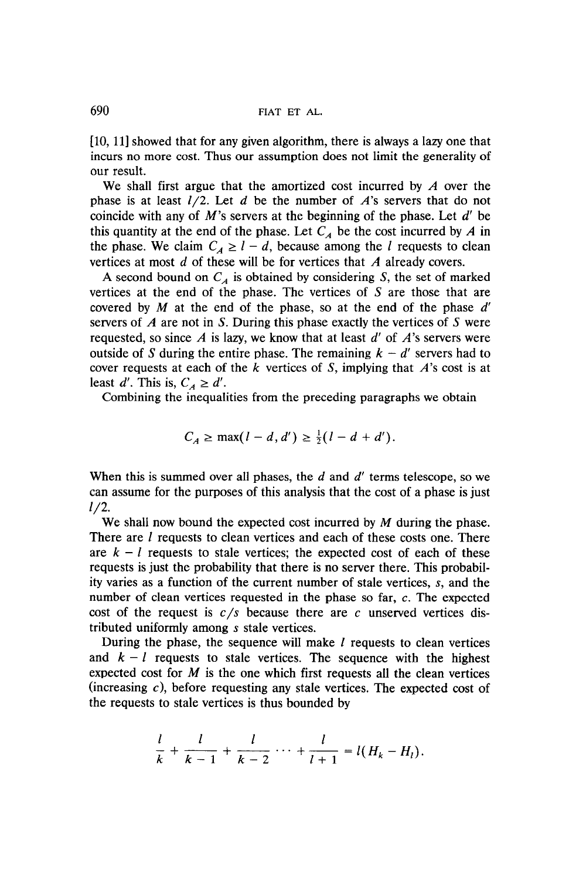[10, 11] showed that for any given algorithm, there is always a lazy one that incurs no more cost. Thus our assumption does not limit the generality of our result.

We shall first argue that the amortized cost incurred by $A$ over the phase is at least $l/2$. Let $d$ be the number of $A$'s servers that do not coincide with any of $M$'s servers at the beginning of the phase. Let $d'$ be this quantity at the end of the phase. Let $C_A$ be the cost incurred by $A$ in the phase. We claim $C_A \geq l - d$, because among the $l$ requests to clean vertices at most $d$ of these will be for vertices that $A$ already covers.

A second bound on $C_A$ is obtained by considering $S$, the set of marked vertices at the end of the phase. The vertices of $S$ are those that are covered by $M$ at the end of the phase, so at the end of the phase $d'$ servers of $A$ are not in $S$. During this phase exactly the vertices of $S$ were requested, so since $A$ is lazy, we know that at least $d'$ of $A$'s servers were outside of $S$ during the entire phase. The remaining $k - d'$ servers had to cover requests at each of the $k$ vertices of $S$, implying that $A$'s cost is at least $d'$. This is, $C_A \geq d'$.

Combining the inequalities from the preceding paragraphs we obtain

$$C_A \geq \max(l - d, d') \geq \tfrac{1}{2}(l - d + d').$$

When this is summed over all phases, the $d$ and $d'$ terms telescope, so we can assume for the purposes of this analysis that the cost of a phase is just $l/2$.

We shall now bound the expected cost incurred by $M$ during the phase. There are $l$ requests to clean vertices and each of these costs one. There are $k - l$ requests to stale vertices; the expected cost of each of these requests is just the probability that there is no server there. This probability varies as a function of the current number of stale vertices, $s$, and the number of clean vertices requested in the phase so far, $c$. The expected cost of the request is $c/s$ because there are $c$ unserved vertices distributed uniformly among $s$ stale vertices.

During the phase, the sequence will make $l$ requests to clean vertices and $k - l$ requests to stale vertices. The sequence with the highest expected cost for $M$ is the one which first requests all the clean vertices (increasing $c$), before requesting any stale vertices. The expected cost of the requests to stale vertices is thus bounded by

$$\frac{l}{k} + \frac{l}{k-1} + \frac{l}{k-2} \cdots + \frac{l}{l+1} = l(H_k - H_l).$$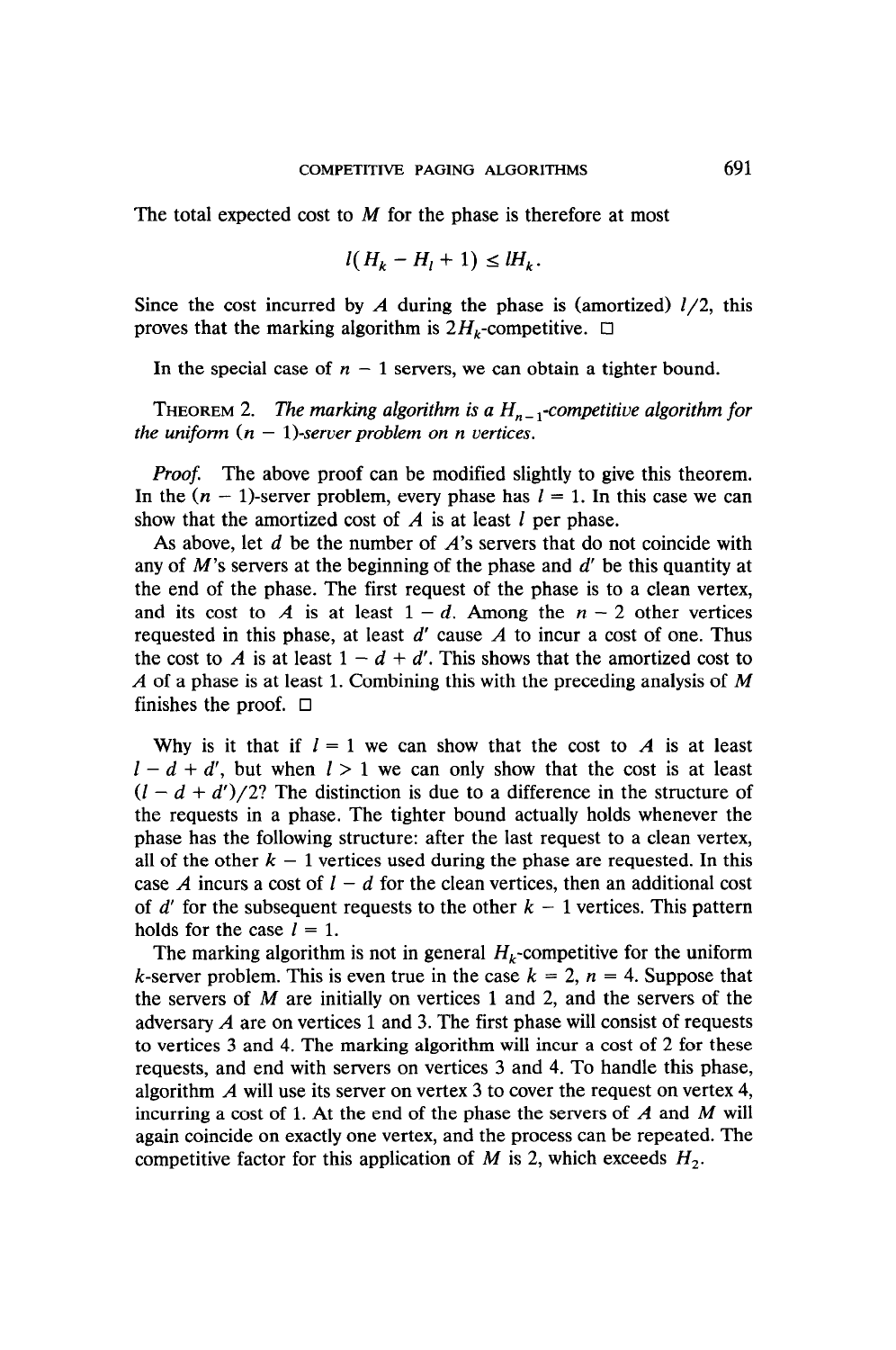The total expected cost to $M$ for the phase is therefore at most

$$l(H_k - H_l + 1) \leq lH_k.$$

Since the cost incurred by $A$ during the phase is (amortized) $l/2$, this proves that the marking algorithm is $2H_k$-competitive. □

In the special case of $n - 1$ servers, we can obtain a tighter bound.

THEOREM 2. *The marking algorithm is a $H_{n-1}$-competitive algorithm for the uniform $(n - 1)$-server problem on $n$ vertices.*

*Proof.* The above proof can be modified slightly to give this theorem. In the $(n - 1)$-server problem, every phase has $l = 1$. In this case we can show that the amortized cost of $A$ is at least $l$ per phase.

As above, let $d$ be the number of $A$'s servers that do not coincide with any of $M$'s servers at the beginning of the phase and $d'$ be this quantity at the end of the phase. The first request of the phase is to a clean vertex, and its cost to $A$ is at least $1 - d$. Among the $n - 2$ other vertices requested in this phase, at least $d'$ cause $A$ to incur a cost of one. Thus the cost to $A$ is at least $1 - d + d'$. This shows that the amortized cost to $A$ of a phase is at least 1. Combining this with the preceding analysis of $M$ finishes the proof. □

Why is it that if $l = 1$ we can show that the cost to $A$ is at least $l - d + d'$, but when $l > 1$ we can only show that the cost is at least $(l - d + d')/2$? The distinction is due to a difference in the structure of the requests in a phase. The tighter bound actually holds whenever the phase has the following structure: after the last request to a clean vertex, all of the other $k - 1$ vertices used during the phase are requested. In this case $A$ incurs a cost of $l - d$ for the clean vertices, then an additional cost of $d'$ for the subsequent requests to the other $k - 1$ vertices. This pattern holds for the case $l = 1$.

The marking algorithm is not in general $H_k$-competitive for the uniform $k$-server problem. This is even true in the case $k = 2$, $n = 4$. Suppose that the servers of $M$ are initially on vertices 1 and 2, and the servers of the adversary $A$ are on vertices 1 and 3. The first phase will consist of requests to vertices 3 and 4. The marking algorithm will incur a cost of 2 for these requests, and end with servers on vertices 3 and 4. To handle this phase, algorithm $A$ will use its server on vertex 3 to cover the request on vertex 4, incurring a cost of 1. At the end of the phase the servers of $A$ and $M$ will again coincide on exactly one vertex, and the process can be repeated. The competitive factor for this application of $M$ is 2, which exceeds $H_2$.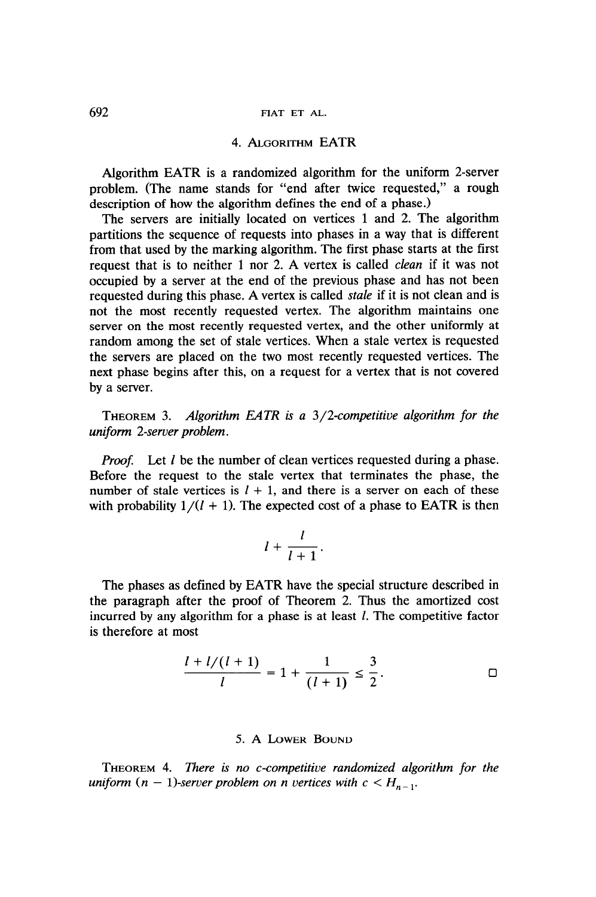## 4. Algorithm EATR

Algorithm EATR is a randomized algorithm for the uniform 2-server problem. (The name stands for "end after twice requested," a rough description of how the algorithm defines the end of a phase.)

The servers are initially located on vertices 1 and 2. The algorithm partitions the sequence of requests into phases in a way that is different from that used by the marking algorithm. The first phase starts at the first request that is to neither 1 nor 2. A vertex is called *clean* if it was not occupied by a server at the end of the previous phase and has not been requested during this phase. A vertex is called *stale* if it is not clean and is not the most recently requested vertex. The algorithm maintains one server on the most recently requested vertex, and the other uniformly at random among the set of stale vertices. When a stale vertex is requested the servers are placed on the two most recently requested vertices. The next phase begins after this, on a request for a vertex that is not covered by a server.

THEOREM 3. *Algorithm EATR is a 3/2-competitive algorithm for the uniform 2-server problem.*

*Proof.* Let $l$ be the number of clean vertices requested during a phase. Before the request to the stale vertex that terminates the phase, the number of stale vertices is $l + 1$, and there is a server on each of these with probability $1/(l + 1)$. The expected cost of a phase to EATR is then

$$l + \frac{l}{l+1}.$$

The phases as defined by EATR have the special structure described in the paragraph after the proof of Theorem 2. Thus the amortized cost incurred by any algorithm for a phase is at least $l$. The competitive factor is therefore at most

$$\frac{l + l/(l+1)}{l} = 1 + \frac{1}{(l+1)} \leq \frac{3}{2}. \qquad \square$$

## 5. A Lower Bound

THEOREM 4. *There is no c-competitive randomized algorithm for the uniform $(n - 1)$-server problem on n vertices with $c < H_{n-1}$.*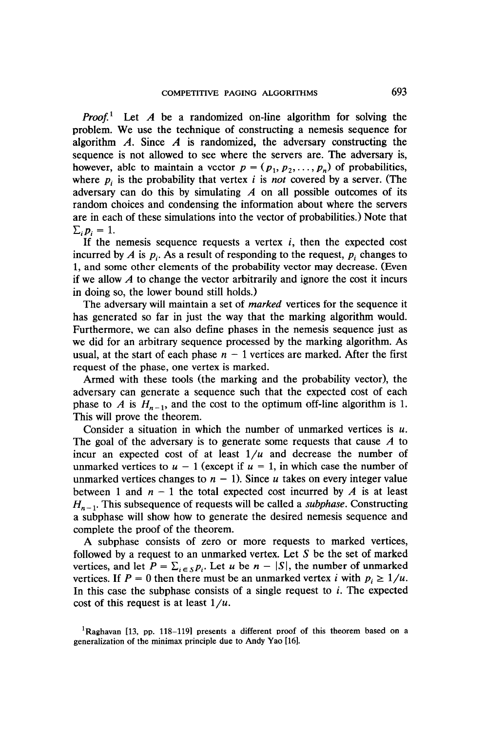*Proof.*[1] Let $A$ be a randomized on-line algorithm for solving the problem. We use the technique of constructing a nemesis sequence for algorithm $A$. Since $A$ is randomized, the adversary constructing the sequence is not allowed to see where the servers are. The adversary is, however, able to maintain a vector $p = (p_1, p_2, \ldots, p_n)$ of probabilities, where $p_i$ is the probability that vertex $i$ is *not* covered by a server. (The adversary can do this by simulating $A$ on all possible outcomes of its random choices and condensing the information about where the servers are in each of these simulations into the vector of probabilities.) Note that $\sum_i p_i = 1$.

If the nemesis sequence requests a vertex $i$, then the expected cost incurred by $A$ is $p_i$. As a result of responding to the request, $p_i$ changes to 1, and some other elements of the probability vector may decrease. (Even if we allow $A$ to change the vector arbitrarily and ignore the cost it incurs in doing so, the lower bound still holds.)

The adversary will maintain a set of *marked* vertices for the sequence it has generated so far in just the way that the marking algorithm would. Furthermore, we can also define phases in the nemesis sequence just as we did for an arbitrary sequence processed by the marking algorithm. As usual, at the start of each phase $n - 1$ vertices are marked. After the first request of the phase, one vertex is marked.

Armed with these tools (the marking and the probability vector), the adversary can generate a sequence such that the expected cost of each phase to $A$ is $H_{n-1}$, and the cost to the optimum off-line algorithm is 1. This will prove the theorem.

Consider a situation in which the number of unmarked vertices is $u$. The goal of the adversary is to generate some requests that cause $A$ to incur an expected cost of at least $1/u$ and decrease the number of unmarked vertices to $u - 1$ (except if $u = 1$, in which case the number of unmarked vertices changes to $n - 1$). Since $u$ takes on every integer value between 1 and $n - 1$ the total expected cost incurred by $A$ is at least $H_{n-1}$. This subsequence of requests will be called a *subphase*. Constructing a subphase will show how to generate the desired nemesis sequence and complete the proof of the theorem.

A subphase consists of zero or more requests to marked vertices, followed by a request to an unmarked vertex. Let $S$ be the set of marked vertices, and let $P = \sum_{i \in S} p_i$. Let $u$ be $n - |S|$, the number of unmarked vertices. If $P = 0$ then there must be an unmarked vertex $i$ with $p_i \geq 1/u$. In this case the subphase consists of a single request to $i$. The expected cost of this request is at least $1/u$.

[1] Raghavan [13, pp. 118–119] presents a different proof of this theorem based on a generalization of the minimax principle due to Andy Yao [16].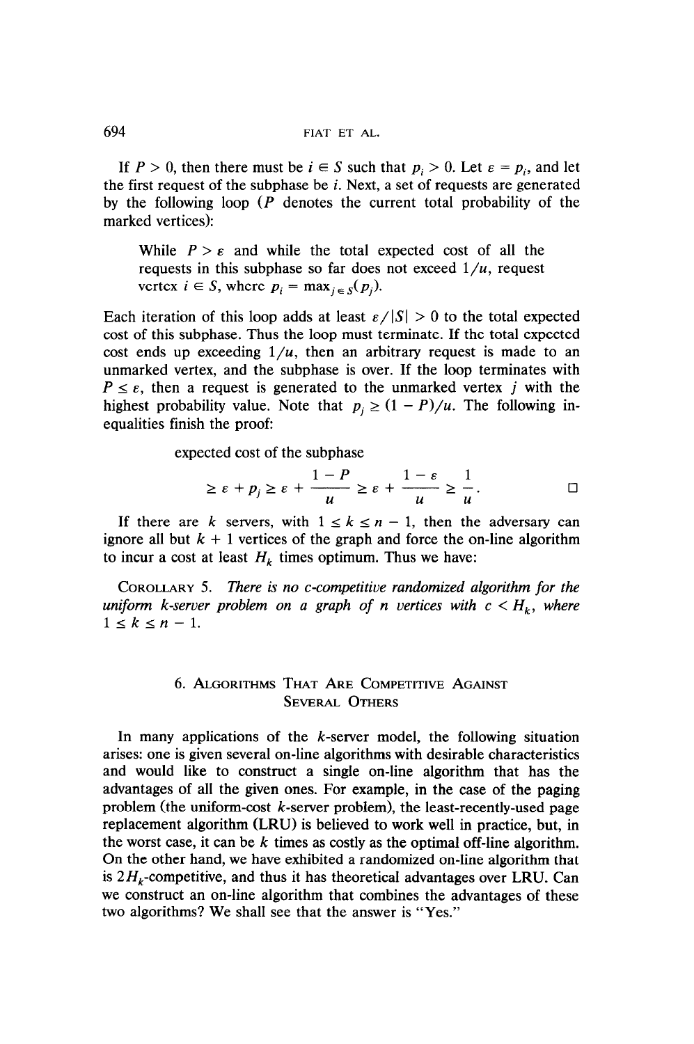If $P > 0$, then there must be $i \in S$ such that $p_i > 0$. Let $\varepsilon = p_i$, and let the first request of the subphase be $i$. Next, a set of requests are generated by the following loop ($P$ denotes the current total probability of the marked vertices):

> While $P > \varepsilon$ and while the total expected cost of all the requests in this subphase so far does not exceed $1/u$, request vertex $i \in S$, where $p_i = \max_{j \in S}(p_j)$.

Each iteration of this loop adds at least $\varepsilon/|S| > 0$ to the total expected cost of this subphase. Thus the loop must terminate. If the total expected cost ends up exceeding $1/u$, then an arbitrary request is made to an unmarked vertex, and the subphase is over. If the loop terminates with $P \leq \varepsilon$, then a request is generated to the unmarked vertex $j$ with the highest probability value. Note that $p_j \geq (1 - P)/u$. The following inequalities finish the proof:

expected cost of the subphase

$$\geq \varepsilon + p_j \geq \varepsilon + \frac{1 - P}{u} \geq \varepsilon + \frac{1 - \varepsilon}{u} \geq \frac{1}{u}. \qquad \square$$

If there are $k$ servers, with $1 \leq k \leq n - 1$, then the adversary can ignore all but $k + 1$ vertices of the graph and force the on-line algorithm to incur a cost at least $H_k$ times optimum. Thus we have:

COROLLARY 5. *There is no c-competitive randomized algorithm for the uniform k-server problem on a graph of n vertices with* $c < H_k$, *where* $1 \leq k \leq n - 1$.

## 6. Algorithms That Are Competitive Against Several Others

In many applications of the $k$-server model, the following situation arises: one is given several on-line algorithms with desirable characteristics and would like to construct a single on-line algorithm that has the advantages of all the given ones. For example, in the case of the paging problem (the uniform-cost $k$-server problem), the least-recently-used page replacement algorithm (LRU) is believed to work well in practice, but, in the worst case, it can be $k$ times as costly as the optimal off-line algorithm. On the other hand, we have exhibited a randomized on-line algorithm that is $2H_k$-competitive, and thus it has theoretical advantages over LRU. Can we construct an on-line algorithm that combines the advantages of these two algorithms? We shall see that the answer is "Yes."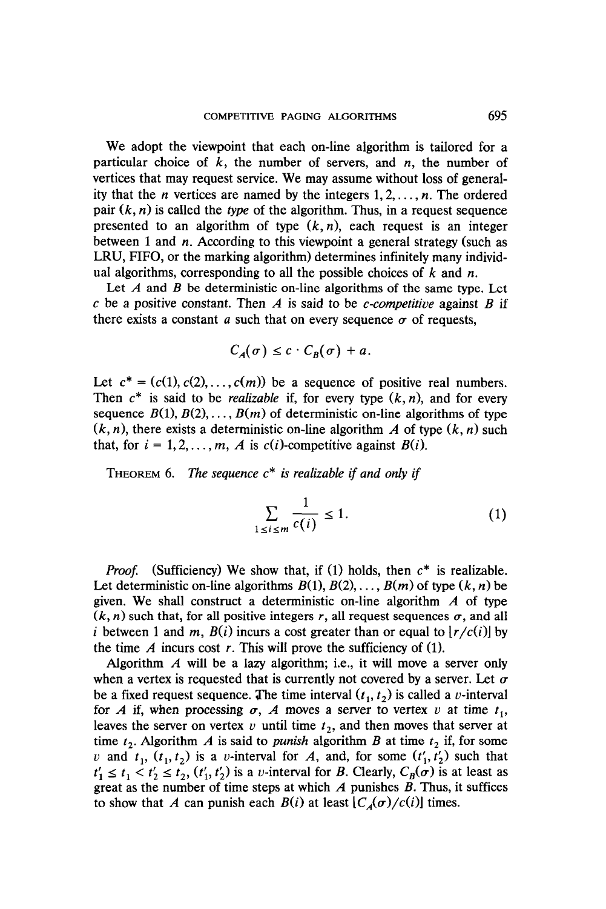We adopt the viewpoint that each on-line algorithm is tailored for a particular choice of $k$, the number of servers, and $n$, the number of vertices that may request service. We may assume without loss of generality that the $n$ vertices are named by the integers $1, 2, \ldots, n$. The ordered pair $(k, n)$ is called the *type* of the algorithm. Thus, in a request sequence presented to an algorithm of type $(k, n)$, each request is an integer between 1 and $n$. According to this viewpoint a general strategy (such as LRU, FIFO, or the marking algorithm) determines infinitely many individual algorithms, corresponding to all the possible choices of $k$ and $n$.

Let $A$ and $B$ be deterministic on-line algorithms of the same type. Let $c$ be a positive constant. Then $A$ is said to be *c-competitive* against $B$ if there exists a constant $a$ such that on every sequence $\sigma$ of requests,

$$C_A(\sigma) \leq c \cdot C_B(\sigma) + a.$$

Let $c^* = (c(1), c(2), \ldots, c(m))$ be a sequence of positive real numbers. Then $c^*$ is said to be *realizable* if, for every type $(k, n)$, and for every sequence $B(1), B(2), \ldots, B(m)$ of deterministic on-line algorithms of type $(k, n)$, there exists a deterministic on-line algorithm $A$ of type $(k, n)$ such that, for $i = 1, 2, \ldots, m$, $A$ is $c(i)$-competitive against $B(i)$.

THEOREM 6. *The sequence $c^*$ is realizable if and only if*

$$\sum_{1 \leq i \leq m} \frac{1}{c(i)} \leq 1. \tag{1}$$

*Proof.* (Sufficiency) We show that, if (1) holds, then $c^*$ is realizable. Let deterministic on-line algorithms $B(1), B(2), \ldots, B(m)$ of type $(k, n)$ be given. We shall construct a deterministic on-line algorithm $A$ of type $(k, n)$ such that, for all positive integers $r$, all request sequences $\sigma$, and all $i$ between 1 and $m$, $B(i)$ incurs a cost greater than or equal to $\lfloor r/c(i) \rfloor$ by the time $A$ incurs cost $r$. This will prove the sufficiency of (1).

Algorithm $A$ will be a lazy algorithm; i.e., it will move a server only when a vertex is requested that is currently not covered by a server. Let $\sigma$ be a fixed request sequence. The time interval $(t_1, t_2)$ is called a $v$-interval for $A$ if, when processing $\sigma$, $A$ moves a server to vertex $v$ at time $t_1$, leaves the server on vertex $v$ until time $t_2$, and then moves that server at time $t_2$. Algorithm $A$ is said to *punish* algorithm $B$ at time $t_2$ if, for some $v$ and $t_1$, $(t_1, t_2)$ is a $v$-interval for $A$, and, for some $(t_1', t_2')$ such that $t_1' \leq t_1 < t_2' \leq t_2$, $(t_1', t_2')$ is a $v$-interval for $B$. Clearly, $C_B(\sigma)$ is at least as great as the number of time steps at which $A$ punishes $B$. Thus, it suffices to show that $A$ can punish each $B(i)$ at least $\lfloor C_A(\sigma)/c(i) \rfloor$ times.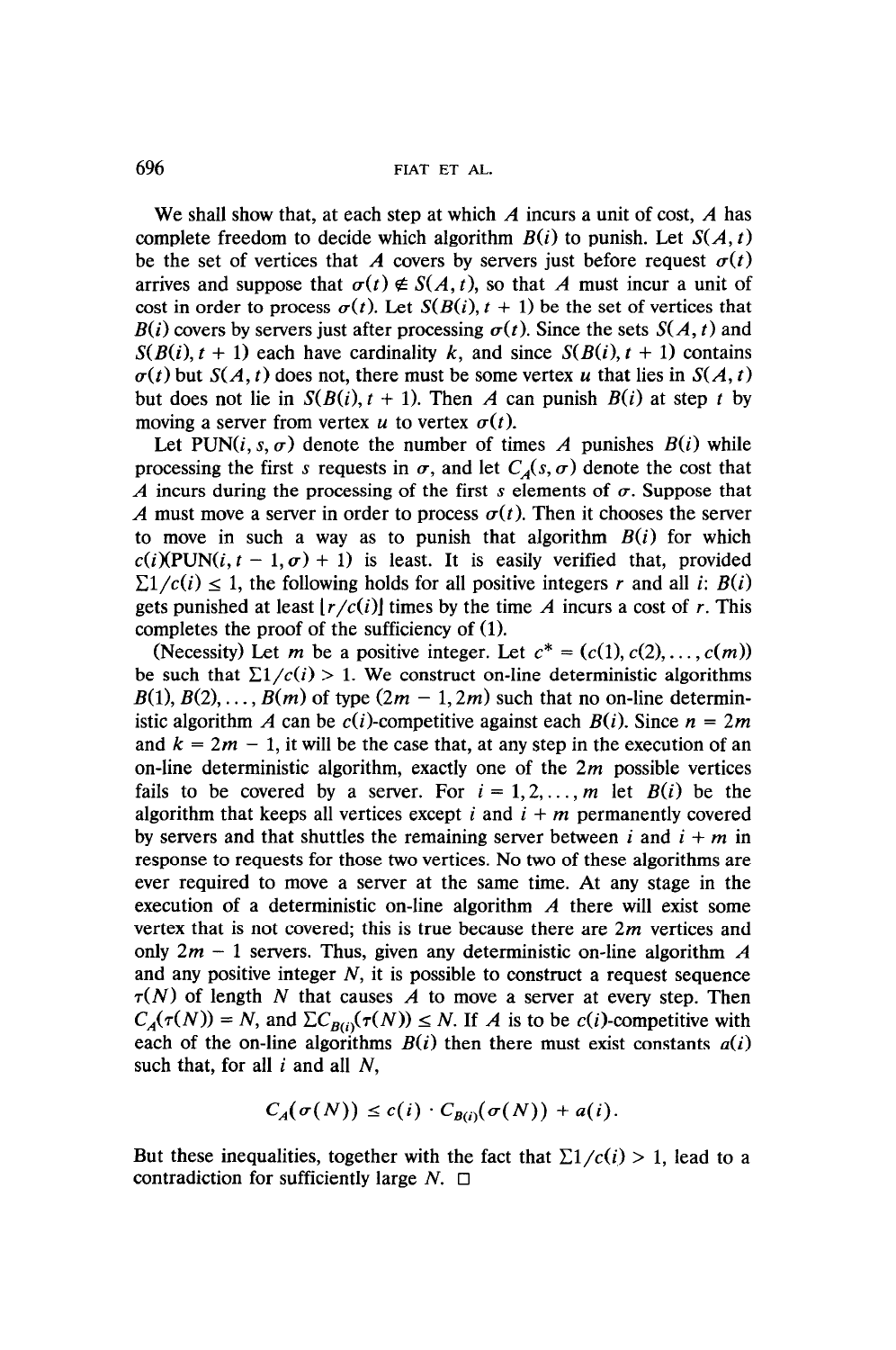We shall show that, at each step at which $A$ incurs a unit of cost, $A$ has complete freedom to decide which algorithm $B(i)$ to punish. Let $S(A, t)$ be the set of vertices that $A$ covers by servers just before request $\sigma(t)$ arrives and suppose that $\sigma(t) \notin S(A, t)$, so that $A$ must incur a unit of cost in order to process $\sigma(t)$. Let $S(B(i), t+1)$ be the set of vertices that $B(i)$ covers by servers just after processing $\sigma(t)$. Since the sets $S(A, t)$ and $S(B(i), t+1)$ each have cardinality $k$, and since $S(B(i), t+1)$ contains $\sigma(t)$ but $S(A, t)$ does not, there must be some vertex $u$ that lies in $S(A, t)$ but does not lie in $S(B(i), t+1)$. Then $A$ can punish $B(i)$ at step $t$ by moving a server from vertex $u$ to vertex $\sigma(t)$.

Let $\mathrm{PUN}(i, s, \sigma)$ denote the number of times $A$ punishes $B(i)$ while processing the first $s$ requests in $\sigma$, and let $C_A(s, \sigma)$ denote the cost that $A$ incurs during the processing of the first $s$ elements of $\sigma$. Suppose that $A$ must move a server in order to process $\sigma(t)$. Then it chooses the server to move in such a way as to punish that algorithm $B(i)$ for which $c(i)(\mathrm{PUN}(i, t-1, \sigma) + 1)$ is least. It is easily verified that, provided $\Sigma 1/c(i) \leq 1$, the following holds for all positive integers $r$ and all $i$: $B(i)$ gets punished at least $\lfloor r/c(i) \rfloor$ times by the time $A$ incurs a cost of $r$. This completes the proof of the sufficiency of (1).

(Necessity) Let $m$ be a positive integer. Let $c^* = (c(1), c(2), \ldots, c(m))$ be such that $\Sigma 1/c(i) > 1$. We construct on-line deterministic algorithms $B(1), B(2), \ldots, B(m)$ of type $(2m-1, 2m)$ such that no on-line deterministic algorithm $A$ can be $c(i)$-competitive against each $B(i)$. Since $n = 2m$ and $k = 2m - 1$, it will be the case that, at any step in the execution of an on-line deterministic algorithm, exactly one of the $2m$ possible vertices fails to be covered by a server. For $i = 1, 2, \ldots, m$ let $B(i)$ be the algorithm that keeps all vertices except $i$ and $i + m$ permanently covered by servers and that shuttles the remaining server between $i$ and $i + m$ in response to requests for those two vertices. No two of these algorithms are ever required to move a server at the same time. At any stage in the execution of a deterministic on-line algorithm $A$ there will exist some vertex that is not covered; this is true because there are $2m$ vertices and only $2m - 1$ servers. Thus, given any deterministic on-line algorithm $A$ and any positive integer $N$, it is possible to construct a request sequence $\tau(N)$ of length $N$ that causes $A$ to move a server at every step. Then $C_A(\tau(N)) = N$, and $\Sigma C_{B(i)}(\tau(N)) \leq N$. If $A$ is to be $c(i)$-competitive with each of the on-line algorithms $B(i)$ then there must exist constants $a(i)$ such that, for all $i$ and all $N$,

$$C_A(\sigma(N)) \leq c(i) \cdot C_{B(i)}(\sigma(N)) + a(i).$$

But these inequalities, together with the fact that $\Sigma 1/c(i) > 1$, lead to a contradiction for sufficiently large $N$. $\square$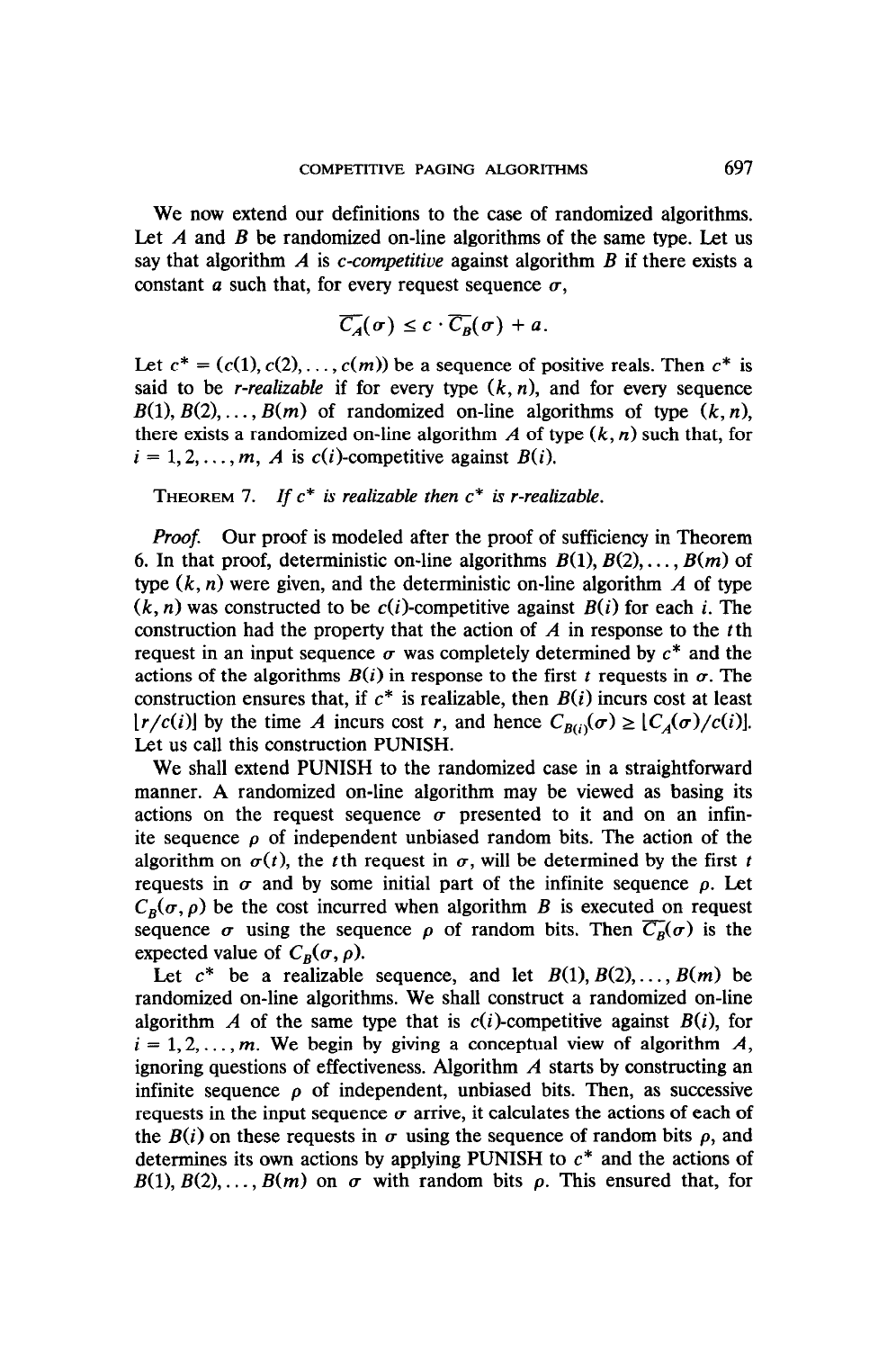We now extend our definitions to the case of randomized algorithms. Let $A$ and $B$ be randomized on-line algorithms of the same type. Let us say that algorithm $A$ is *c-competitive* against algorithm $B$ if there exists a constant $a$ such that, for every request sequence $\sigma$,

$$\overline{C_A}(\sigma) \leq c \cdot \overline{C_B}(\sigma) + a.$$

Let $c^* = (c(1), c(2), \ldots, c(m))$ be a sequence of positive reals. Then $c^*$ is said to be *r-realizable* if for every type $(k, n)$, and for every sequence $B(1), B(2), \ldots, B(m)$ of randomized on-line algorithms of type $(k, n)$, there exists a randomized on-line algorithm $A$ of type $(k, n)$ such that, for $i = 1, 2, \ldots, m$, $A$ is $c(i)$-competitive against $B(i)$.

THEOREM 7. *If $c^*$ is realizable then $c^*$ is r-realizable.*

*Proof.* Our proof is modeled after the proof of sufficiency in Theorem 6. In that proof, deterministic on-line algorithms $B(1), B(2), \ldots, B(m)$ of type $(k, n)$ were given, and the deterministic on-line algorithm $A$ of type $(k, n)$ was constructed to be $c(i)$-competitive against $B(i)$ for each $i$. The construction had the property that the action of $A$ in response to the $t$th request in an input sequence $\sigma$ was completely determined by $c^*$ and the actions of the algorithms $B(i)$ in response to the first $t$ requests in $\sigma$. The construction ensures that, if $c^*$ is realizable, then $B(i)$ incurs cost at least $\lfloor r/c(i) \rfloor$ by the time $A$ incurs cost $r$, and hence $C_{B(i)}(\sigma) \geq \lfloor C_A(\sigma)/c(i) \rfloor$. Let us call this construction PUNISH.

We shall extend PUNISH to the randomized case in a straightforward manner. A randomized on-line algorithm may be viewed as basing its actions on the request sequence $\sigma$ presented to it and on an infinite sequence $\rho$ of independent unbiased random bits. The action of the algorithm on $\sigma(t)$, the $t$th request in $\sigma$, will be determined by the first $t$ requests in $\sigma$ and by some initial part of the infinite sequence $\rho$. Let $C_B(\sigma, \rho)$ be the cost incurred when algorithm $B$ is executed on request sequence $\sigma$ using the sequence $\rho$ of random bits. Then $\overline{C_B}(\sigma)$ is the expected value of $C_B(\sigma, \rho)$.

Let $c^*$ be a realizable sequence, and let $B(1), B(2), \ldots, B(m)$ be randomized on-line algorithms. We shall construct a randomized on-line algorithm $A$ of the same type that is $c(i)$-competitive against $B(i)$, for $i = 1, 2, \ldots, m$. We begin by giving a conceptual view of algorithm $A$, ignoring questions of effectiveness. Algorithm $A$ starts by constructing an infinite sequence $\rho$ of independent, unbiased bits. Then, as successive requests in the input sequence $\sigma$ arrive, it calculates the actions of each of the $B(i)$ on these requests in $\sigma$ using the sequence of random bits $\rho$, and determines its own actions by applying PUNISH to $c^*$ and the actions of $B(1), B(2), \ldots, B(m)$ on $\sigma$ with random bits $\rho$. This ensured that, for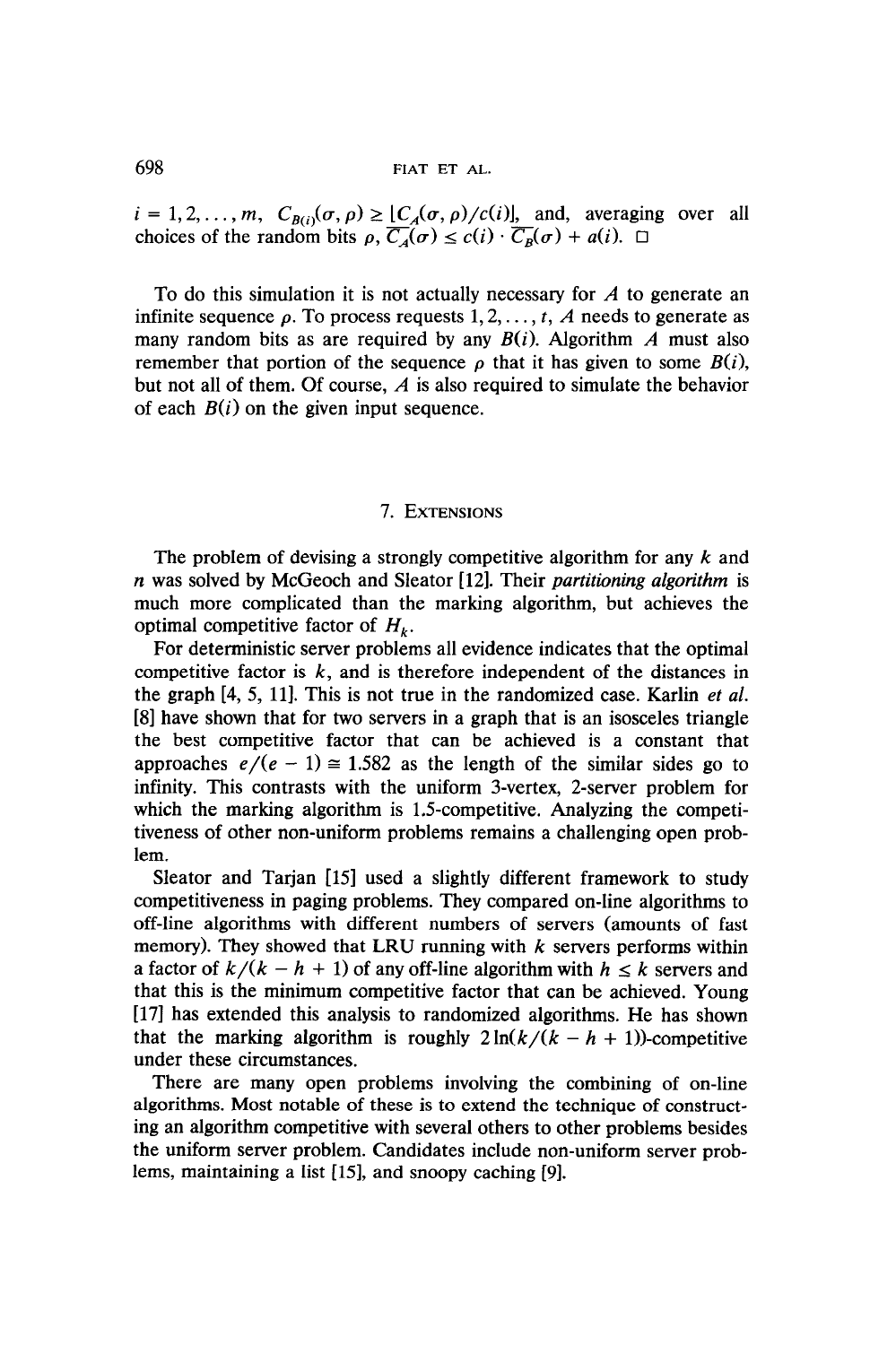$i = 1, 2, \ldots, m$, $C_{B(i)}(\sigma, \rho) \geq \lfloor C_A(\sigma, \rho)/c(i) \rfloor$, and, averaging over all choices of the random bits $\rho$, $\overline{C_A}(\sigma) \leq c(i) \cdot \overline{C_B}(\sigma) + a(i)$. $\square$

To do this simulation it is not actually necessary for $A$ to generate an infinite sequence $\rho$. To process requests $1, 2, \ldots, t$, $A$ needs to generate as many random bits as are required by any $B(i)$. Algorithm $A$ must also remember that portion of the sequence $\rho$ that it has given to some $B(i)$, but not all of them. Of course, $A$ is also required to simulate the behavior of each $B(i)$ on the given input sequence.

## 7. Extensions

The problem of devising a strongly competitive algorithm for any $k$ and $n$ was solved by McGeoch and Sleator [12]. Their *partitioning algorithm* is much more complicated than the marking algorithm, but achieves the optimal competitive factor of $H_k$.

For deterministic server problems all evidence indicates that the optimal competitive factor is $k$, and is therefore independent of the distances in the graph [4, 5, 11]. This is not true in the randomized case. Karlin *et al.* [8] have shown that for two servers in a graph that is an isosceles triangle the best competitive factor that can be achieved is a constant that approaches $e/(e-1) \cong 1.582$ as the length of the similar sides go to infinity. This contrasts with the uniform 3-vertex, 2-server problem for which the marking algorithm is 1.5-competitive. Analyzing the competitiveness of other non-uniform problems remains a challenging open problem.

Sleator and Tarjan [15] used a slightly different framework to study competitiveness in paging problems. They compared on-line algorithms to off-line algorithms with different numbers of servers (amounts of fast memory). They showed that LRU running with $k$ servers performs within a factor of $k/(k-h+1)$ of any off-line algorithm with $h \leq k$ servers and that this is the minimum competitive factor that can be achieved. Young [17] has extended this analysis to randomized algorithms. He has shown that the marking algorithm is roughly $2\ln(k/(k-h+1))$-competitive under these circumstances.

There are many open problems involving the combining of on-line algorithms. Most notable of these is to extend the technique of constructing an algorithm competitive with several others to other problems besides the uniform server problem. Candidates include non-uniform server problems, maintaining a list [15], and snoopy caching [9].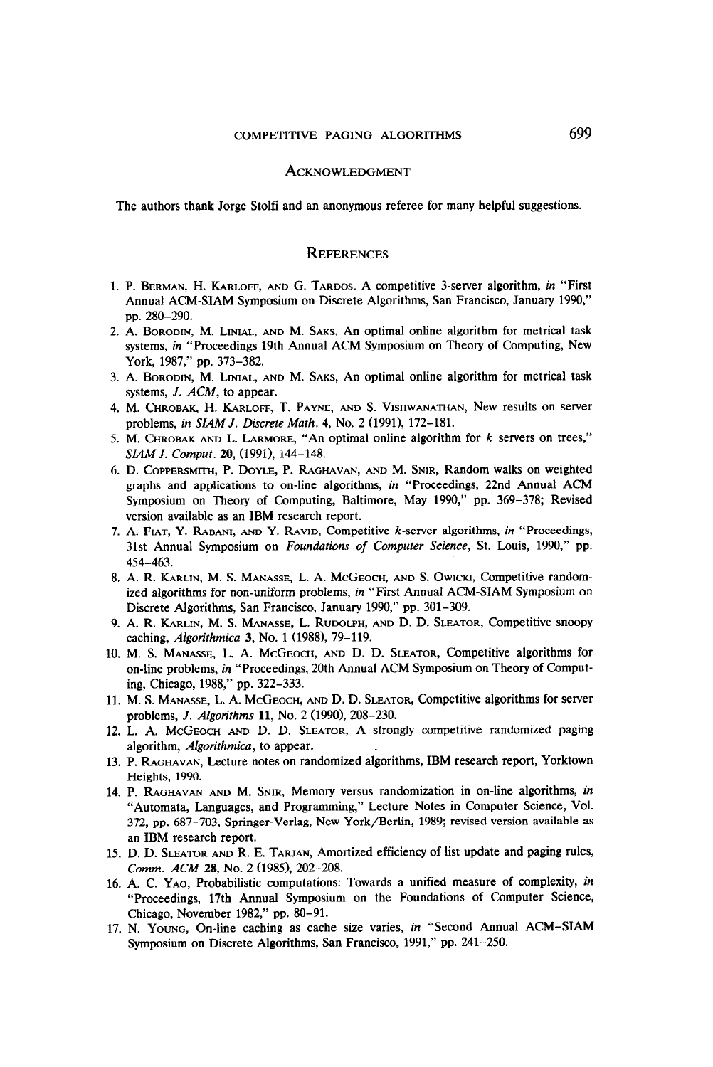## Acknowledgment

The authors thank Jorge Stolfi and an anonymous referee for many helpful suggestions.

## References

1. P. Berman, H. Karloff, and G. Tardos. A competitive 3-server algorithm, *in* "First Annual ACM-SIAM Symposium on Discrete Algorithms, San Francisco, January 1990," pp. 280–290.
2. A. Borodin, M. Linial, and M. Saks, An optimal online algorithm for metrical task systems, *in* "Proceedings 19th Annual ACM Symposium on Theory of Computing, New York, 1987," pp. 373–382.
3. A. Borodin, M. Linial, and M. Saks, An optimal online algorithm for metrical task systems, *J. ACM*, to appear.
4. M. Chrobak, H. Karloff, T. Payne, and S. Vishwanathan, New results on server problems, *in SIAM J. Discrete Math.* **4**, No. 2 (1991), 172–181.
5. M. Chrobak and L. Larmore, "An optimal online algorithm for $k$ servers on trees," *SIAM J. Comput.* **20**, (1991), 144–148.
6. D. Coppersmith, P. Doyle, P. Raghavan, and M. Snir, Random walks on weighted graphs and applications to on-line algorithms, *in* "Proceedings, 22nd Annual ACM Symposium on Theory of Computing, Baltimore, May 1990," pp. 369–378; Revised version available as an IBM research report.
7. A. Fiat, Y. Rabani, and Y. Ravid, Competitive $k$-server algorithms, *in* "Proceedings, 31st Annual Symposium on *Foundations of Computer Science*, St. Louis, 1990," pp. 454–463.
8. A. R. Karlin, M. S. Manasse, L. A. McGeoch, and S. Owicki, Competitive randomized algorithms for non-uniform problems, *in* "First Annual ACM-SIAM Symposium on Discrete Algorithms, San Francisco, January 1990," pp. 301–309.
9. A. R. Karlin, M. S. Manasse, L. Rudolph, and D. D. Sleator, Competitive snoopy caching, *Algorithmica* **3**, No. 1 (1988), 79–119.
10. M. S. Manasse, L. A. McGeoch, and D. D. Sleator, Competitive algorithms for on-line problems, *in* "Proceedings, 20th Annual ACM Symposium on Theory of Computing, Chicago, 1988," pp. 322–333.
11. M. S. Manasse, L. A. McGeoch, and D. D. Sleator, Competitive algorithms for server problems, *J. Algorithms* **11**, No. 2 (1990), 208–230.
12. L. A. McGeoch and D. D. Sleator, A strongly competitive randomized paging algorithm, *Algorithmica*, to appear.
13. P. Raghavan, Lecture notes on randomized algorithms, IBM research report, Yorktown Heights, 1990.
14. P. Raghavan and M. Snir, Memory versus randomization in on-line algorithms, *in* "Automata, Languages, and Programming," Lecture Notes in Computer Science, Vol. 372, pp. 687–703, Springer-Verlag, New York/Berlin, 1989; revised version available as an IBM research report.
15. D. D. Sleator and R. E. Tarjan, Amortized efficiency of list update and paging rules, *Comm. ACM* **28**, No. 2 (1985), 202–208.
16. A. C. Yao, Probabilistic computations: Towards a unified measure of complexity, *in* "Proceedings, 17th Annual Symposium on the Foundations of Computer Science, Chicago, November 1982," pp. 80–91.
17. N. Young, On-line caching as cache size varies, *in* "Second Annual ACM-SIAM Symposium on Discrete Algorithms, San Francisco, 1991," pp. 241–250.